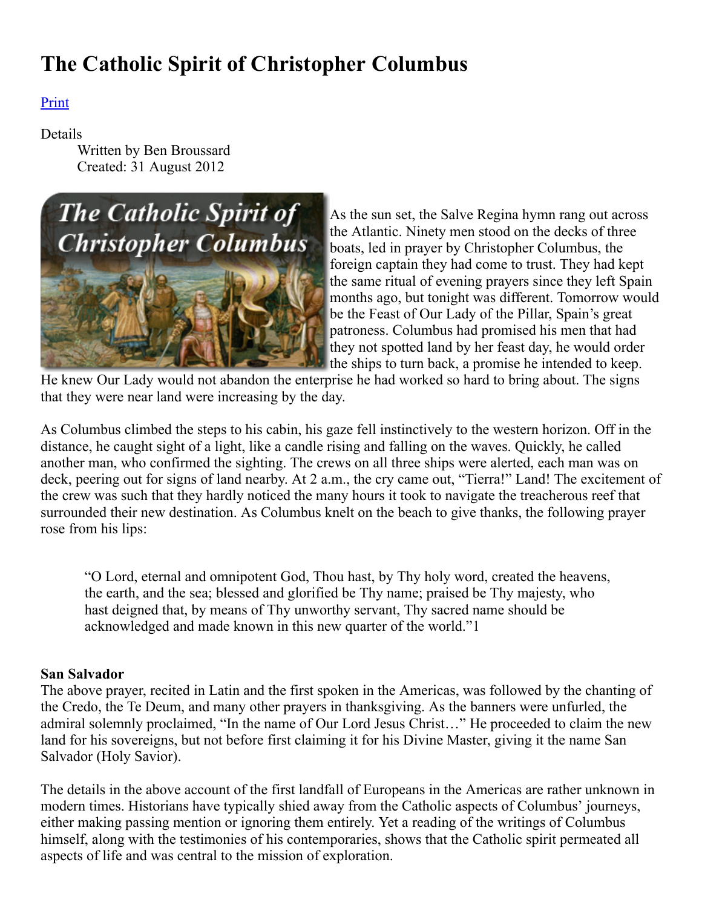# The Catholic Spirit of Christopher Columbus

Print

Details
Written by Ben Broussard
Created: 31 August 2012

As the sun set, the Salve Regina hymn rang out across the Atlantic. Ninety men stood on the decks of three boats, led in prayer by Christopher Columbus, the foreign captain they had come to trust. They had kept the same ritual of evening prayers since they left Spain months ago, but tonight was different. Tomorrow would be the Feast of Our Lady of the Pillar, Spain's great patroness. Columbus had promised his men that had they not spotted land by her feast day, he would order the ships to turn back, a promise he intended to keep. He knew Our Lady would not abandon the enterprise he had worked so hard to bring about. The signs that they were near land were increasing by the day.

As Columbus climbed the steps to his cabin, his gaze fell instinctively to the western horizon. Off in the distance, he caught sight of a light, like a candle rising and falling on the waves. Quickly, he called another man, who confirmed the sighting. The crews on all three ships were alerted, each man was on deck, peering out for signs of land nearby. At 2 a.m., the cry came out, "Tierra!" Land! The excitement of the crew was such that they hardly noticed the many hours it took to navigate the treacherous reef that surrounded their new destination. As Columbus knelt on the beach to give thanks, the following prayer rose from his lips:

> "O Lord, eternal and omnipotent God, Thou hast, by Thy holy word, created the heavens, the earth, and the sea; blessed and glorified be Thy name; praised be Thy majesty, who hast deigned that, by means of Thy unworthy servant, Thy sacred name should be acknowledged and made known in this new quarter of the world."[1]

**San Salvador**

The above prayer, recited in Latin and the first spoken in the Americas, was followed by the chanting of the Credo, the Te Deum, and many other prayers in thanksgiving. As the banners were unfurled, the admiral solemnly proclaimed, "In the name of Our Lord Jesus Christ…" He proceeded to claim the new land for his sovereigns, but not before first claiming it for his Divine Master, giving it the name San Salvador (Holy Savior).

The details in the above account of the first landfall of Europeans in the Americas are rather unknown in modern times. Historians have typically shied away from the Catholic aspects of Columbus' journeys, either making passing mention or ignoring them entirely. Yet a reading of the writings of Columbus himself, along with the testimonies of his contemporaries, shows that the Catholic spirit permeated all aspects of life and was central to the mission of exploration.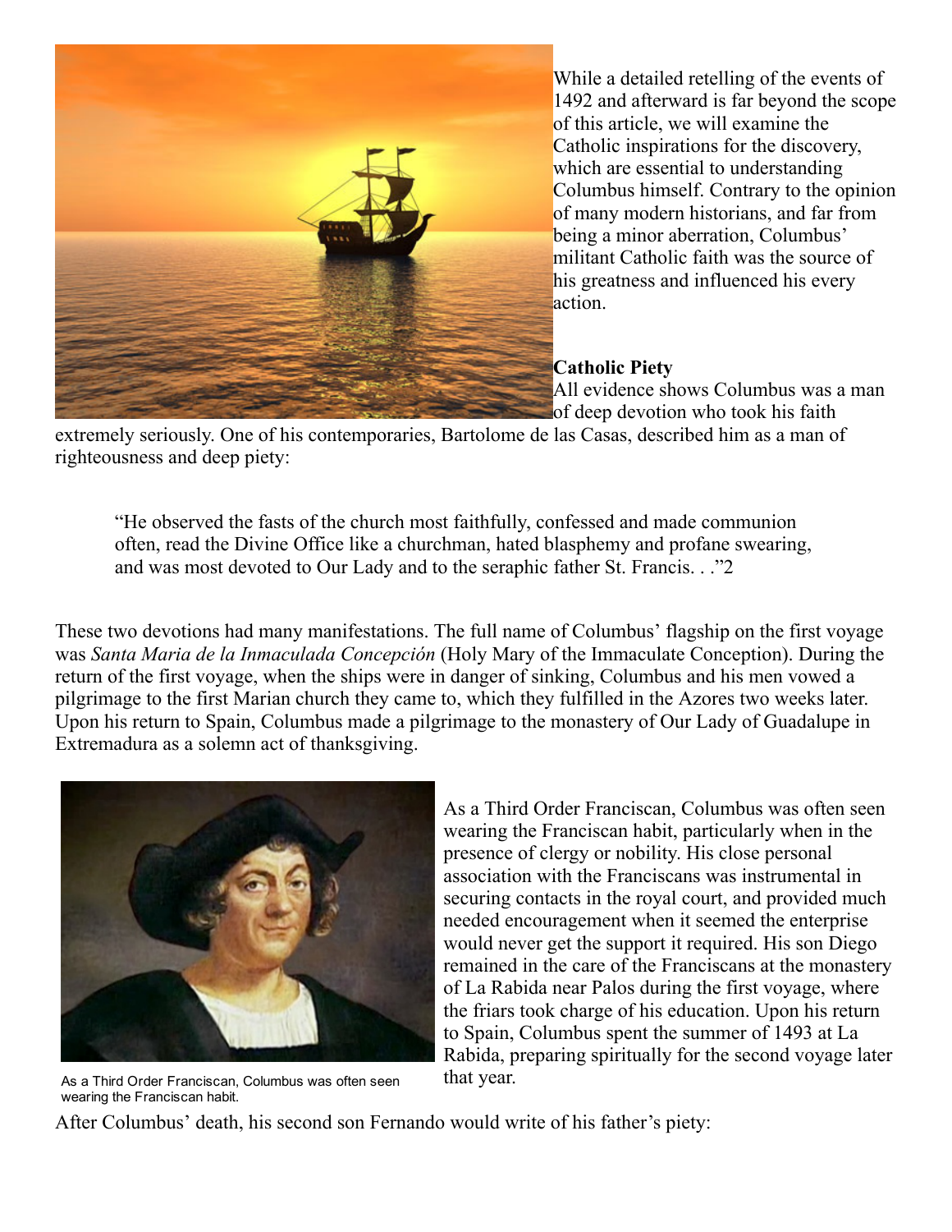While a detailed retelling of the events of 1492 and afterward is far beyond the scope of this article, we will examine the Catholic inspirations for the discovery, which are essential to understanding Columbus himself. Contrary to the opinion of many modern historians, and far from being a minor aberration, Columbus' militant Catholic faith was the source of his greatness and influenced his every action.

**Catholic Piety**

All evidence shows Columbus was a man of deep devotion who took his faith extremely seriously. One of his contemporaries, Bartolome de las Casas, described him as a man of righteousness and deep piety:

> "He observed the fasts of the church most faithfully, confessed and made communion often, read the Divine Office like a churchman, hated blasphemy and profane swearing, and was most devoted to Our Lady and to the seraphic father St. Francis. . ."2

These two devotions had many manifestations. The full name of Columbus' flagship on the first voyage was *Santa Maria de la Inmaculada Concepción* (Holy Mary of the Immaculate Conception). During the return of the first voyage, when the ships were in danger of sinking, Columbus and his men vowed a pilgrimage to the first Marian church they came to, which they fulfilled in the Azores two weeks later. Upon his return to Spain, Columbus made a pilgrimage to the monastery of Our Lady of Guadalupe in Extremadura as a solemn act of thanksgiving.

As a Third Order Franciscan, Columbus was often seen wearing the Franciscan habit.

As a Third Order Franciscan, Columbus was often seen wearing the Franciscan habit, particularly when in the presence of clergy or nobility. His close personal association with the Franciscans was instrumental in securing contacts in the royal court, and provided much needed encouragement when it seemed the enterprise would never get the support it required. His son Diego remained in the care of the Franciscans at the monastery of La Rabida near Palos during the first voyage, where the friars took charge of his education. Upon his return to Spain, Columbus spent the summer of 1493 at La Rabida, preparing spiritually for the second voyage later that year.

After Columbus' death, his second son Fernando would write of his father's piety: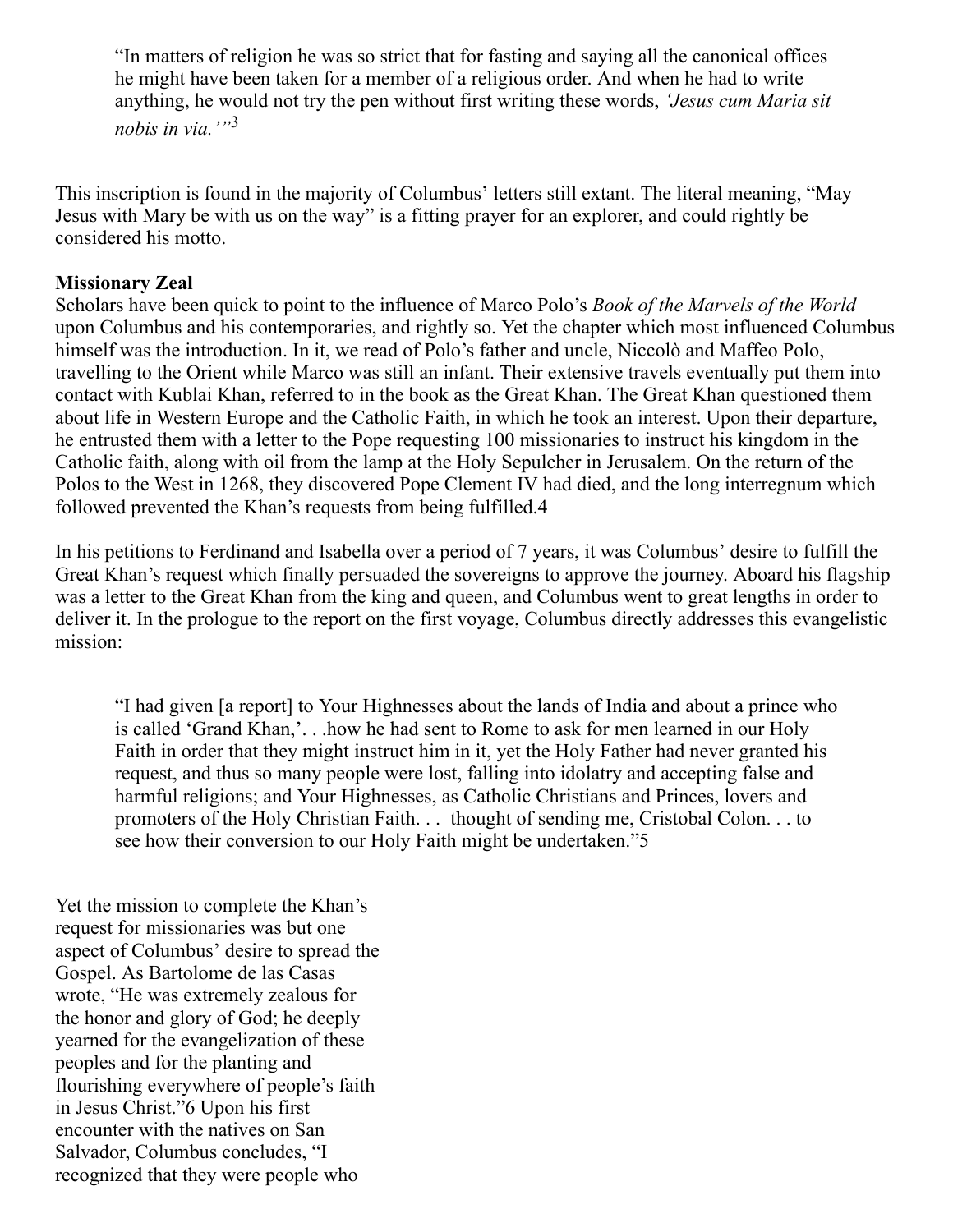> "In matters of religion he was so strict that for fasting and saying all the canonical offices he might have been taken for a member of a religious order. And when he had to write anything, he would not try the pen without first writing these words, *'Jesus cum Maria sit nobis in via.'*"[3]

This inscription is found in the majority of Columbus' letters still extant. The literal meaning, "May Jesus with Mary be with us on the way" is a fitting prayer for an explorer, and could rightly be considered his motto.

**Missionary Zeal**

Scholars have been quick to point to the influence of Marco Polo's *Book of the Marvels of the World* upon Columbus and his contemporaries, and rightly so. Yet the chapter which most influenced Columbus himself was the introduction. In it, we read of Polo's father and uncle, Niccolò and Maffeo Polo, travelling to the Orient while Marco was still an infant. Their extensive travels eventually put them into contact with Kublai Khan, referred to in the book as the Great Khan. The Great Khan questioned them about life in Western Europe and the Catholic Faith, in which he took an interest. Upon their departure, he entrusted them with a letter to the Pope requesting 100 missionaries to instruct his kingdom in the Catholic faith, along with oil from the lamp at the Holy Sepulcher in Jerusalem. On the return of the Polos to the West in 1268, they discovered Pope Clement IV had died, and the long interregnum which followed prevented the Khan's requests from being fulfilled.4

In his petitions to Ferdinand and Isabella over a period of 7 years, it was Columbus' desire to fulfill the Great Khan's request which finally persuaded the sovereigns to approve the journey. Aboard his flagship was a letter to the Great Khan from the king and queen, and Columbus went to great lengths in order to deliver it. In the prologue to the report on the first voyage, Columbus directly addresses this evangelistic mission:

> "I had given [a report] to Your Highnesses about the lands of India and about a prince who is called 'Grand Khan,'. . .how he had sent to Rome to ask for men learned in our Holy Faith in order that they might instruct him in it, yet the Holy Father had never granted his request, and thus so many people were lost, falling into idolatry and accepting false and harmful religions; and Your Highnesses, as Catholic Christians and Princes, lovers and promoters of the Holy Christian Faith. . . thought of sending me, Cristobal Colon. . . to see how their conversion to our Holy Faith might be undertaken."5

Yet the mission to complete the Khan's request for missionaries was but one aspect of Columbus' desire to spread the Gospel. As Bartolome de las Casas wrote, "He was extremely zealous for the honor and glory of God; he deeply yearned for the evangelization of these peoples and for the planting and flourishing everywhere of people's faith in Jesus Christ."6 Upon his first encounter with the natives on San Salvador, Columbus concludes, "I recognized that they were people who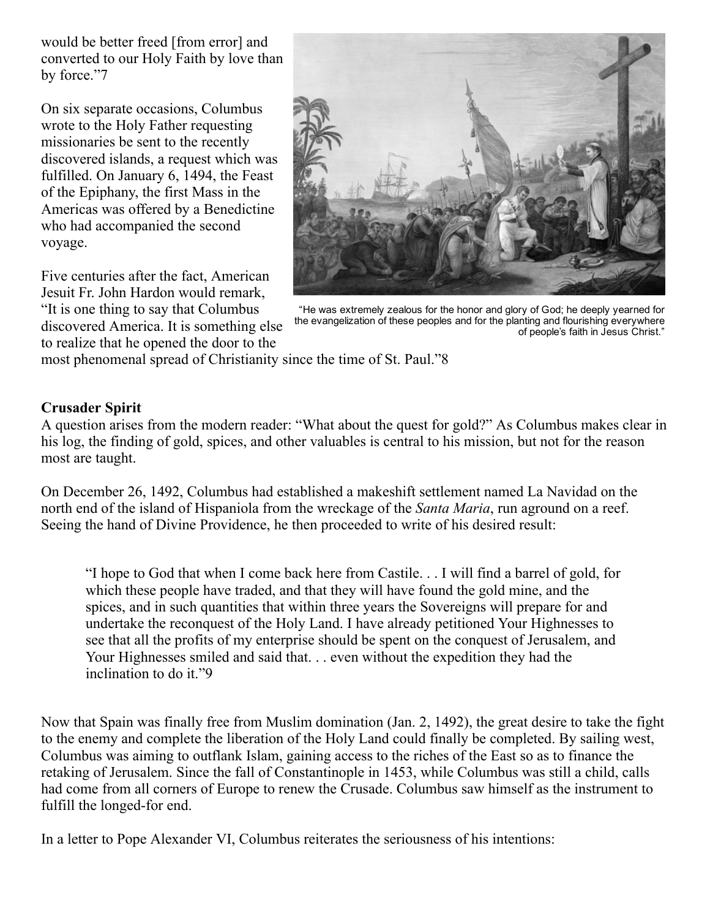would be better freed [from error] and converted to our Holy Faith by love than by force."7

On six separate occasions, Columbus wrote to the Holy Father requesting missionaries be sent to the recently discovered islands, a request which was fulfilled. On January 6, 1494, the Feast of the Epiphany, the first Mass in the Americas was offered by a Benedictine who had accompanied the second voyage.

Five centuries after the fact, American Jesuit Fr. John Hardon would remark, "It is one thing to say that Columbus discovered America. It is something else to realize that he opened the door to the most phenomenal spread of Christianity since the time of St. Paul."8

"He was extremely zealous for the honor and glory of God; he deeply yearned for the evangelization of these peoples and for the planting and flourishing everywhere of people's faith in Jesus Christ."

**Crusader Spirit**

A question arises from the modern reader: "What about the quest for gold?" As Columbus makes clear in his log, the finding of gold, spices, and other valuables is central to his mission, but not for the reason most are taught.

On December 26, 1492, Columbus had established a makeshift settlement named La Navidad on the north end of the island of Hispaniola from the wreckage of the *Santa Maria*, run aground on a reef. Seeing the hand of Divine Providence, he then proceeded to write of his desired result:

> "I hope to God that when I come back here from Castile. . . I will find a barrel of gold, for which these people have traded, and that they will have found the gold mine, and the spices, and in such quantities that within three years the Sovereigns will prepare for and undertake the reconquest of the Holy Land. I have already petitioned Your Highnesses to see that all the profits of my enterprise should be spent on the conquest of Jerusalem, and Your Highnesses smiled and said that. . . even without the expedition they had the inclination to do it."9

Now that Spain was finally free from Muslim domination (Jan. 2, 1492), the great desire to take the fight to the enemy and complete the liberation of the Holy Land could finally be completed. By sailing west, Columbus was aiming to outflank Islam, gaining access to the riches of the East so as to finance the retaking of Jerusalem. Since the fall of Constantinople in 1453, while Columbus was still a child, calls had come from all corners of Europe to renew the Crusade. Columbus saw himself as the instrument to fulfill the longed-for end.

In a letter to Pope Alexander VI, Columbus reiterates the seriousness of his intentions: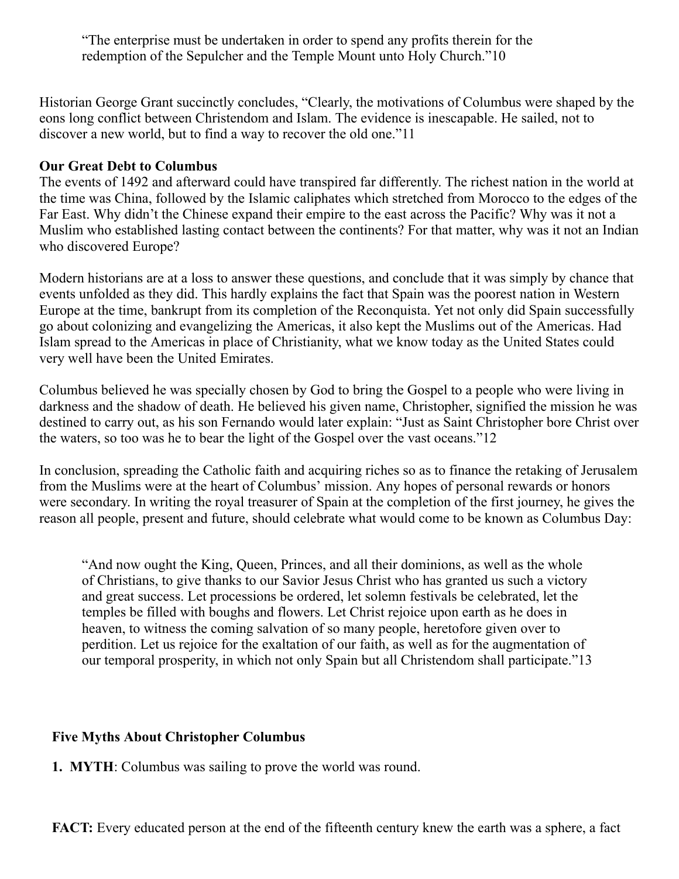> "The enterprise must be undertaken in order to spend any profits therein for the redemption of the Sepulcher and the Temple Mount unto Holy Church."10

Historian George Grant succinctly concludes, "Clearly, the motivations of Columbus were shaped by the eons long conflict between Christendom and Islam. The evidence is inescapable. He sailed, not to discover a new world, but to find a way to recover the old one."11

**Our Great Debt to Columbus**

The events of 1492 and afterward could have transpired far differently. The richest nation in the world at the time was China, followed by the Islamic caliphates which stretched from Morocco to the edges of the Far East. Why didn't the Chinese expand their empire to the east across the Pacific? Why was it not a Muslim who established lasting contact between the continents? For that matter, why was it not an Indian who discovered Europe?

Modern historians are at a loss to answer these questions, and conclude that it was simply by chance that events unfolded as they did. This hardly explains the fact that Spain was the poorest nation in Western Europe at the time, bankrupt from its completion of the Reconquista. Yet not only did Spain successfully go about colonizing and evangelizing the Americas, it also kept the Muslims out of the Americas. Had Islam spread to the Americas in place of Christianity, what we know today as the United States could very well have been the United Emirates.

Columbus believed he was specially chosen by God to bring the Gospel to a people who were living in darkness and the shadow of death. He believed his given name, Christopher, signified the mission he was destined to carry out, as his son Fernando would later explain: "Just as Saint Christopher bore Christ over the waters, so too was he to bear the light of the Gospel over the vast oceans."12

In conclusion, spreading the Catholic faith and acquiring riches so as to finance the retaking of Jerusalem from the Muslims were at the heart of Columbus' mission. Any hopes of personal rewards or honors were secondary. In writing the royal treasurer of Spain at the completion of the first journey, he gives the reason all people, present and future, should celebrate what would come to be known as Columbus Day:

> "And now ought the King, Queen, Princes, and all their dominions, as well as the whole of Christians, to give thanks to our Savior Jesus Christ who has granted us such a victory and great success. Let processions be ordered, let solemn festivals be celebrated, let the temples be filled with boughs and flowers. Let Christ rejoice upon earth as he does in heaven, to witness the coming salvation of so many people, heretofore given over to perdition. Let us rejoice for the exaltation of our faith, as well as for the augmentation of our temporal prosperity, in which not only Spain but all Christendom shall participate."13

**Five Myths About Christopher Columbus**

**1. MYTH**: Columbus was sailing to prove the world was round.

**FACT:** Every educated person at the end of the fifteenth century knew the earth was a sphere, a fact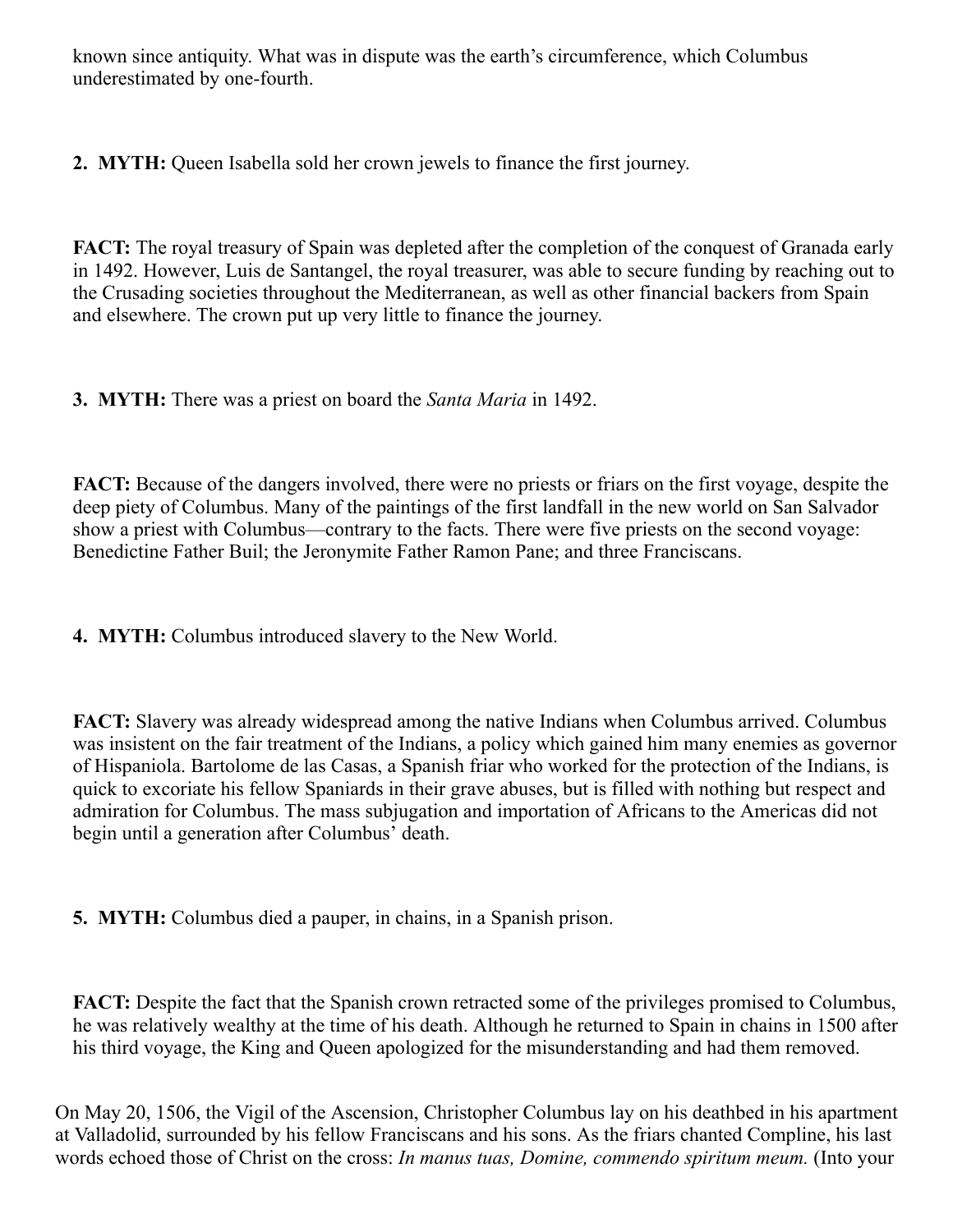known since antiquity. What was in dispute was the earth's circumference, which Columbus underestimated by one-fourth.

**2. MYTH:** Queen Isabella sold her crown jewels to finance the first journey.

**FACT:** The royal treasury of Spain was depleted after the completion of the conquest of Granada early in 1492. However, Luis de Santangel, the royal treasurer, was able to secure funding by reaching out to the Crusading societies throughout the Mediterranean, as well as other financial backers from Spain and elsewhere. The crown put up very little to finance the journey.

**3. MYTH:** There was a priest on board the *Santa Maria* in 1492.

**FACT:** Because of the dangers involved, there were no priests or friars on the first voyage, despite the deep piety of Columbus. Many of the paintings of the first landfall in the new world on San Salvador show a priest with Columbus—contrary to the facts. There were five priests on the second voyage: Benedictine Father Buil; the Jeronymite Father Ramon Pane; and three Franciscans.

**4. MYTH:** Columbus introduced slavery to the New World.

**FACT:** Slavery was already widespread among the native Indians when Columbus arrived. Columbus was insistent on the fair treatment of the Indians, a policy which gained him many enemies as governor of Hispaniola. Bartolome de las Casas, a Spanish friar who worked for the protection of the Indians, is quick to excoriate his fellow Spaniards in their grave abuses, but is filled with nothing but respect and admiration for Columbus. The mass subjugation and importation of Africans to the Americas did not begin until a generation after Columbus' death.

**5. MYTH:** Columbus died a pauper, in chains, in a Spanish prison.

**FACT:** Despite the fact that the Spanish crown retracted some of the privileges promised to Columbus, he was relatively wealthy at the time of his death. Although he returned to Spain in chains in 1500 after his third voyage, the King and Queen apologized for the misunderstanding and had them removed.

On May 20, 1506, the Vigil of the Ascension, Christopher Columbus lay on his deathbed in his apartment at Valladolid, surrounded by his fellow Franciscans and his sons. As the friars chanted Compline, his last words echoed those of Christ on the cross: *In manus tuas, Domine, commendo spiritum meum.* (Into your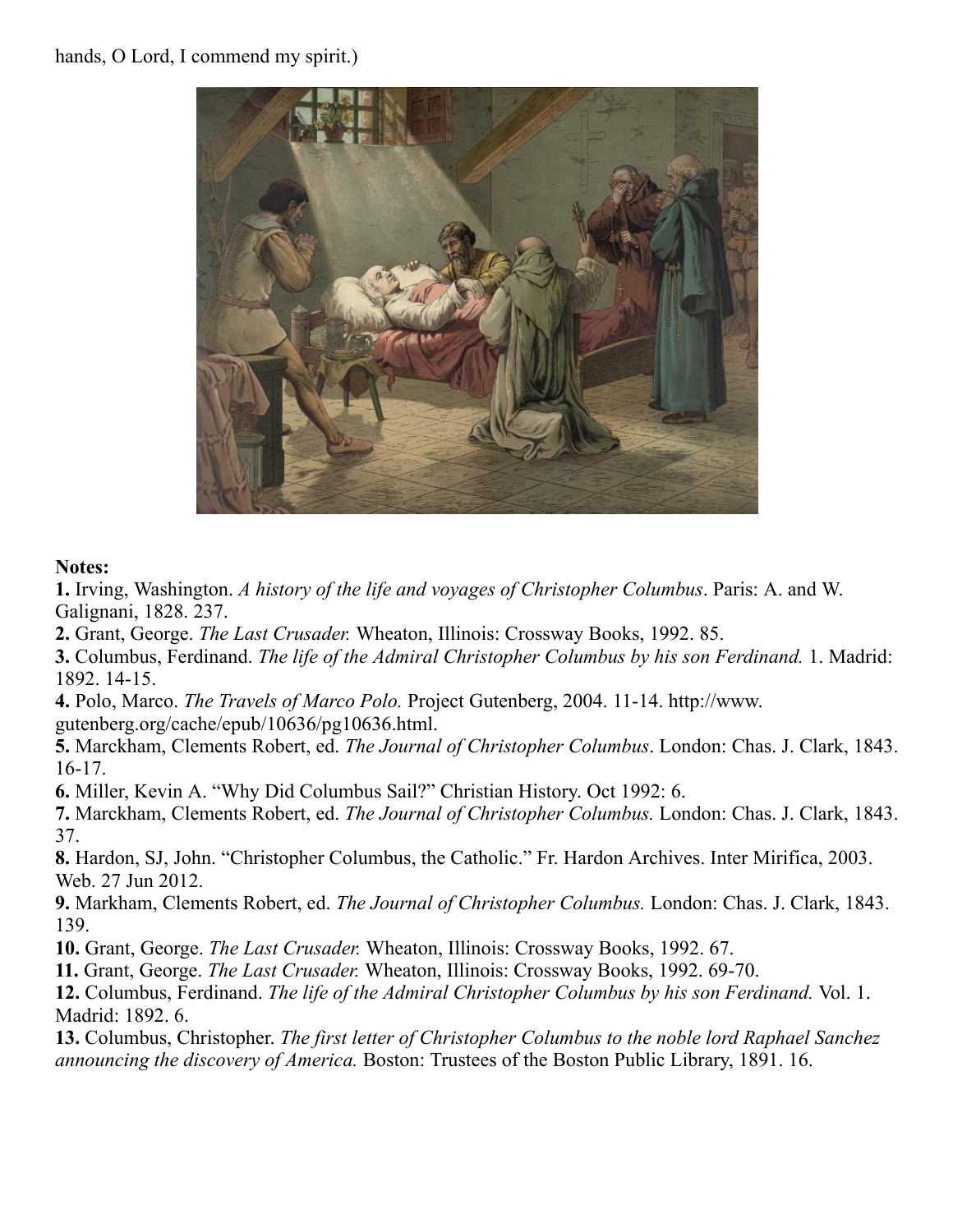hands, O Lord, I commend my spirit.)

**Notes:**

**1.** Irving, Washington. *A history of the life and voyages of Christopher Columbus*. Paris: A. and W. Galignani, 1828. 237.

**2.** Grant, George. *The Last Crusader.* Wheaton, Illinois: Crossway Books, 1992. 85.

**3.** Columbus, Ferdinand. *The life of the Admiral Christopher Columbus by his son Ferdinand.* 1. Madrid: 1892. 14-15.

**4.** Polo, Marco. *The Travels of Marco Polo.* Project Gutenberg, 2004. 11-14. http://www.gutenberg.org/cache/epub/10636/pg10636.html.

**5.** Marckham, Clements Robert, ed. *The Journal of Christopher Columbus*. London: Chas. J. Clark, 1843. 16-17.

**6.** Miller, Kevin A. "Why Did Columbus Sail?" Christian History. Oct 1992: 6.

**7.** Marckham, Clements Robert, ed. *The Journal of Christopher Columbus.* London: Chas. J. Clark, 1843. 37.

**8.** Hardon, SJ, John. "Christopher Columbus, the Catholic." Fr. Hardon Archives. Inter Mirifica, 2003. Web. 27 Jun 2012.

**9.** Markham, Clements Robert, ed. *The Journal of Christopher Columbus.* London: Chas. J. Clark, 1843. 139.

**10.** Grant, George. *The Last Crusader.* Wheaton, Illinois: Crossway Books, 1992. 67.

**11.** Grant, George. *The Last Crusader.* Wheaton, Illinois: Crossway Books, 1992. 69-70.

**12.** Columbus, Ferdinand. *The life of the Admiral Christopher Columbus by his son Ferdinand.* Vol. 1. Madrid: 1892. 6.

**13.** Columbus, Christopher. *The first letter of Christopher Columbus to the noble lord Raphael Sanchez announcing the discovery of America.* Boston: Trustees of the Boston Public Library, 1891. 16.